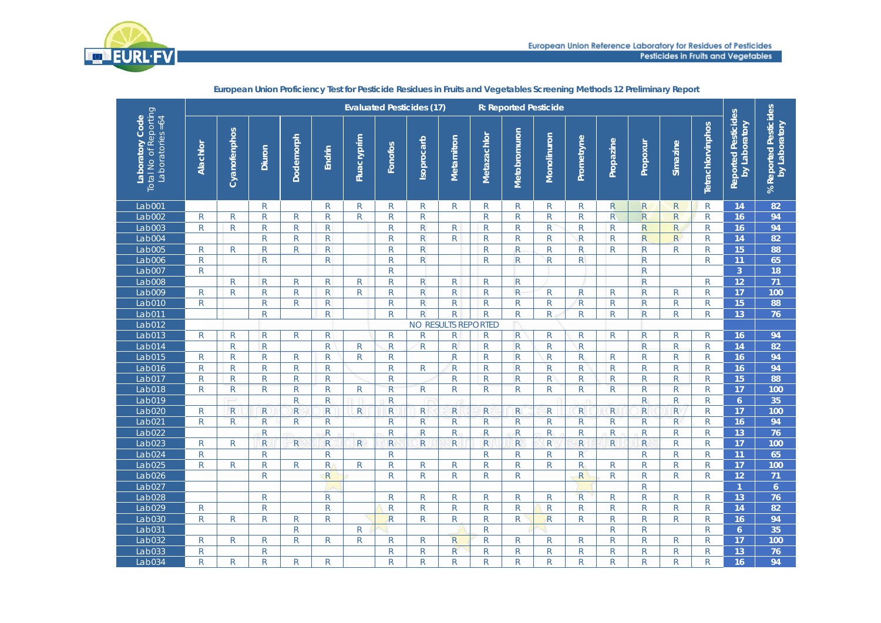**European Union Proficiency Test for Pesticide Residues in Fruits and Vegetables Screening Methods 12 Preliminary Report**

| Laboratory Code Total No of Reporting Laboratories =64 | Evaluated Pesticides (17) | | | | | | | R: Reported Pesticide | | | | | | | | | | Reported Pesticides by Laboratory | % Reported Pesticides by Laboratory |
|---|---|---|---|---|---|---|---|---|---|---|---|---|---|---|---|---|---|---|---|
| | Alachlor | Cyanofenphos | Diuron | Dodemorph | Endrin | Fluacrypirm | Fonofos | Isoprocarb | Metamitron | Metazachlor | Metobromuron | Monolinuron | Prometryne | Propazine | Propoxur | Simazine | Tetrachlorvinphos | | |
| Lab001 | | | R | | R | R | R | R | R | R | R | R | R | R | R | R | R | 14 | 82 |
| Lab002 | R | R | R | R | R | R | R | R | | R | R | R | R | R | R | R | R | 16 | 94 |
| Lab003 | R | R | R | R | R | | R | R | R | R | R | R | R | R | R | R | R | 16 | 94 |
| Lab004 | | | R | R | R | | R | R | R | R | R | R | R | R | R | R | R | 14 | 82 |
| Lab005 | R | R | R | R | R | | R | R | | R | R | R | R | R | R | R | R | 15 | 88 |
| Lab006 | R | | R | | R | | R | R | | R | R | R | R | | R | | R | 11 | 65 |
| Lab007 | R | | | | | | R | | | | | | | | R | | | 3 | 18 |
| Lab008 | | R | R | R | R | R | R | R | R | R | R | | | | R | | R | 12 | 71 |
| Lab009 | R | R | R | R | R | R | R | R | R | R | R | R | R | R | R | R | R | 17 | 100 |
| Lab010 | R | | R | R | R | | R | R | R | R | R | R | R | R | R | R | R | 15 | 88 |
| Lab011 | | | R | | R | | R | R | R | R | R | R | R | R | R | R | R | 13 | 76 |
| Lab012 | NO RESULTS REPORTED | | | | | | | | | | | | | | | | | | |
| Lab013 | R | R | R | R | R | | R | R | R | R | R | R | R | R | R | R | R | 16 | 94 |
| Lab014 | | R | R | | R | R | R | R | R | R | R | R | R | | R | R | R | 14 | 82 |
| Lab015 | R | R | R | R | R | R | R | | R | R | R | R | R | R | R | R | R | 16 | 94 |
| Lab016 | R | R | R | R | R | | R | R | R | R | R | R | R | R | R | R | R | 16 | 94 |
| Lab017 | R | R | R | R | R | | R | | R | R | R | R | R | R | R | R | R | 15 | 88 |
| Lab018 | R | R | R | R | R | R | R | R | R | R | R | R | R | R | R | R | R | 17 | 100 |
| Lab019 | | | | R | R | | R | | | | | | | | R | R | R | 6 | 35 |
| Lab020 | R | R | R | R | R | R | R | R | R | R | R | R | R | R | R | R | R | 17 | 100 |
| Lab021 | R | R | R | R | R | | R | R | R | R | R | R | R | R | R | R | R | 16 | 94 |
| Lab022 | | | R | | R | | R | R | R | R | R | R | R | R | R | R | R | 13 | 76 |
| Lab023 | R | R | R | R | R | R | R | R | R | R | R | R | R | R | R | R | R | 17 | 100 |
| Lab024 | R | | R | | R | | R | | | R | R | R | R | | R | R | R | 11 | 65 |
| Lab025 | R | R | R | R | R | R | R | R | R | R | R | R | R | R | R | R | R | 17 | 100 |
| Lab026 | | | R | | R | | R | R | R | R | R | | R | R | R | R | R | 12 | 71 |
| Lab027 | | | | | | | | | | | | | | | R | | | 1 | 6 |
| Lab028 | | | R | | R | | R | R | R | R | R | R | R | R | R | R | R | 13 | 76 |
| Lab029 | R | | R | | R | | R | R | R | R | R | R | R | R | R | R | R | 14 | 82 |
| Lab030 | R | R | R | R | R | | R | R | R | R | R | R | R | R | R | R | R | 16 | 94 |
| Lab031 | | | | R | | R | | | | R | | | | R | R | | R | 6 | 35 |
| Lab032 | R | R | R | R | R | R | R | R | R | R | R | R | R | R | R | R | R | 17 | 100 |
| Lab033 | R | | R | | | | R | R | R | R | R | R | R | R | R | R | R | 13 | 76 |
| Lab034 | R | R | R | R | R | | R | R | R | R | R | R | R | R | R | R | R | 16 | 94 |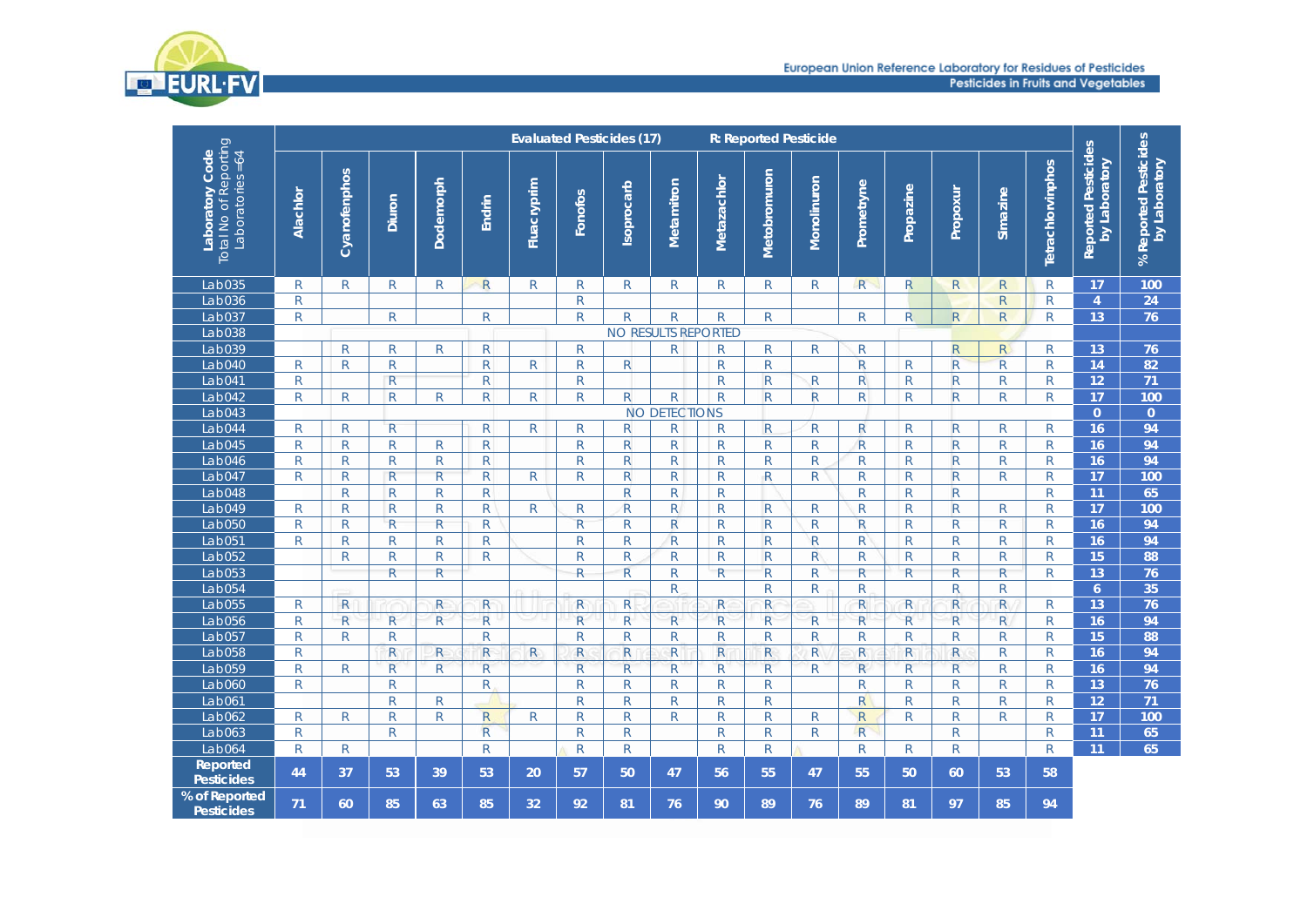| Laboratory Code<br>Total No of Reporting Laboratories =64 | Evaluated Pesticides (17) R: Reported Pesticide | | | | | | | | | | | | | | | | | Reported Pesticides by Laboratory | % Reported Pesticides by Laboratory |
|---|---|---|---|---|---|---|---|---|---|---|---|---|---|---|---|---|---|---|---|
| | Alachlor | Cyanofenphos | Diuron | Dodemorph | Endrin | Fluacrypirm | Fonofos | Isoprocarb | Metamitron | Metazachlor | Metobromuron | Monolinuron | Prometryne | Propazine | Propoxur | Simazine | Tetrachlorvinphos | | |
| Lab035 | R | R | R | R | R | R | R | R | R | R | R | R | R | R | R | R | R | **17** | **100** |
| Lab036 | R | | | | | | R | | | | | | | | | R | R | **4** | **24** |
| Lab037 | R | | R | | R | | R | R | R | R | R | | R | R | R | R | R | **13** | **76** |
| Lab038 | NO RESULTS REPORTED | | | | | | | | | | | | | | | | | | |
| Lab039 | | R | R | R | R | | R | | R | R | R | R | R | | R | R | R | **13** | **76** |
| Lab040 | R | R | R | | R | R | R | R | | R | R | | R | R | R | R | R | **14** | **82** |
| Lab041 | R | | R | | R | | R | | | R | R | R | R | R | R | R | R | **12** | **71** |
| Lab042 | R | R | R | R | R | R | R | R | R | R | R | R | R | R | R | R | R | **17** | **100** |
| Lab043 | NO DETECTIONS | | | | | | | | | | | | | | | | | **0** | **0** |
| Lab044 | R | R | R | | R | R | R | R | R | R | R | R | R | R | R | R | R | **16** | **94** |
| Lab045 | R | R | R | R | R | | R | R | R | R | R | R | R | R | R | R | R | **16** | **94** |
| Lab046 | R | R | R | R | R | | R | R | R | R | R | R | R | R | R | R | R | **16** | **94** |
| Lab047 | R | R | R | R | R | R | R | R | R | R | R | R | R | R | R | R | R | **17** | **100** |
| Lab048 | | R | R | R | R | | | R | R | R | | | R | R | R | | R | **11** | **65** |
| Lab049 | R | R | R | R | R | R | R | R | R | R | R | R | R | R | R | R | R | **17** | **100** |
| Lab050 | R | R | R | R | R | | R | R | R | R | R | R | R | R | R | R | R | **16** | **94** |
| Lab051 | R | R | R | R | R | | R | R | R | R | R | R | R | R | R | R | R | **16** | **94** |
| Lab052 | | R | R | R | R | | R | R | R | R | R | R | R | R | R | R | R | **15** | **88** |
| Lab053 | | | R | R | | | R | R | R | R | R | R | R | R | R | R | R | **13** | **76** |
| Lab054 | | | | | | | | | R | | R | R | R | | R | R | | **6** | **35** |
| Lab055 | R | R | | R | R | | R | R | | R | R | | R | R | R | R | R | **13** | **76** |
| Lab056 | R | R | R | R | R | | R | R | R | R | R | R | R | R | R | R | R | **16** | **94** |
| Lab057 | R | R | R | | R | | R | R | R | R | R | R | R | R | R | R | R | **15** | **88** |
| Lab058 | R | | R | R | R | R | R | R | R | R | R | R | R | R | R | R | R | **16** | **94** |
| Lab059 | R | R | R | R | R | | R | R | R | R | R | R | R | R | R | R | R | **16** | **94** |
| Lab060 | R | | R | | R | | R | R | R | R | R | | R | R | R | R | R | **13** | **76** |
| Lab061 | | | R | R | | | R | R | R | R | R | | R | R | R | R | R | **12** | **71** |
| Lab062 | R | R | R | R | R | R | R | R | R | R | R | R | R | R | R | R | R | **17** | **100** |
| Lab063 | R | | R | | R | | R | R | | R | R | R | R | | R | | R | **11** | **65** |
| Lab064 | R | R | | | R | | R | R | | R | R | | R | R | R | | R | **11** | **65** |
| **Reported Pesticides** | **44** | **37** | **53** | **39** | **53** | **20** | **57** | **50** | **47** | **56** | **55** | **47** | **55** | **50** | **60** | **53** | **58** | | |
| **% of Reported Pesticides** | **71** | **60** | **85** | **63** | **85** | **32** | **92** | **81** | **76** | **90** | **89** | **76** | **89** | **81** | **97** | **85** | **94** | | |